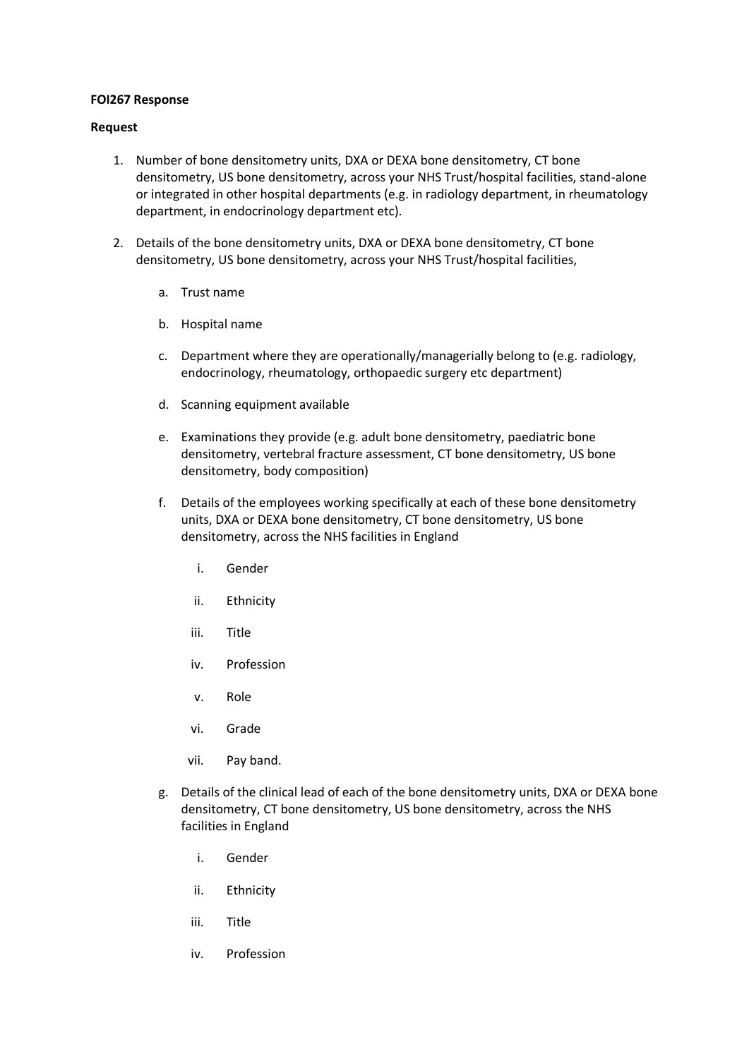**FOI267 Response**

**Request**

1. Number of bone densitometry units, DXA or DEXA bone densitometry, CT bone densitometry, US bone densitometry, across your NHS Trust/hospital facilities, stand-alone or integrated in other hospital departments (e.g. in radiology department, in rheumatology department, in endocrinology department etc).

2. Details of the bone densitometry units, DXA or DEXA bone densitometry, CT bone densitometry, US bone densitometry, across your NHS Trust/hospital facilities,

    a. Trust name

    b. Hospital name

    c. Department where they are operationally/managerially belong to (e.g. radiology, endocrinology, rheumatology, orthopaedic surgery etc department)

    d. Scanning equipment available

    e. Examinations they provide (e.g. adult bone densitometry, paediatric bone densitometry, vertebral fracture assessment, CT bone densitometry, US bone densitometry, body composition)

    f. Details of the employees working specifically at each of these bone densitometry units, DXA or DEXA bone densitometry, CT bone densitometry, US bone densitometry, across the NHS facilities in England

        i. Gender

        ii. Ethnicity

        iii. Title

        iv. Profession

        v. Role

        vi. Grade

        vii. Pay band.

    g. Details of the clinical lead of each of the bone densitometry units, DXA or DEXA bone densitometry, CT bone densitometry, US bone densitometry, across the NHS facilities in England

        i. Gender

        ii. Ethnicity

        iii. Title

        iv. Profession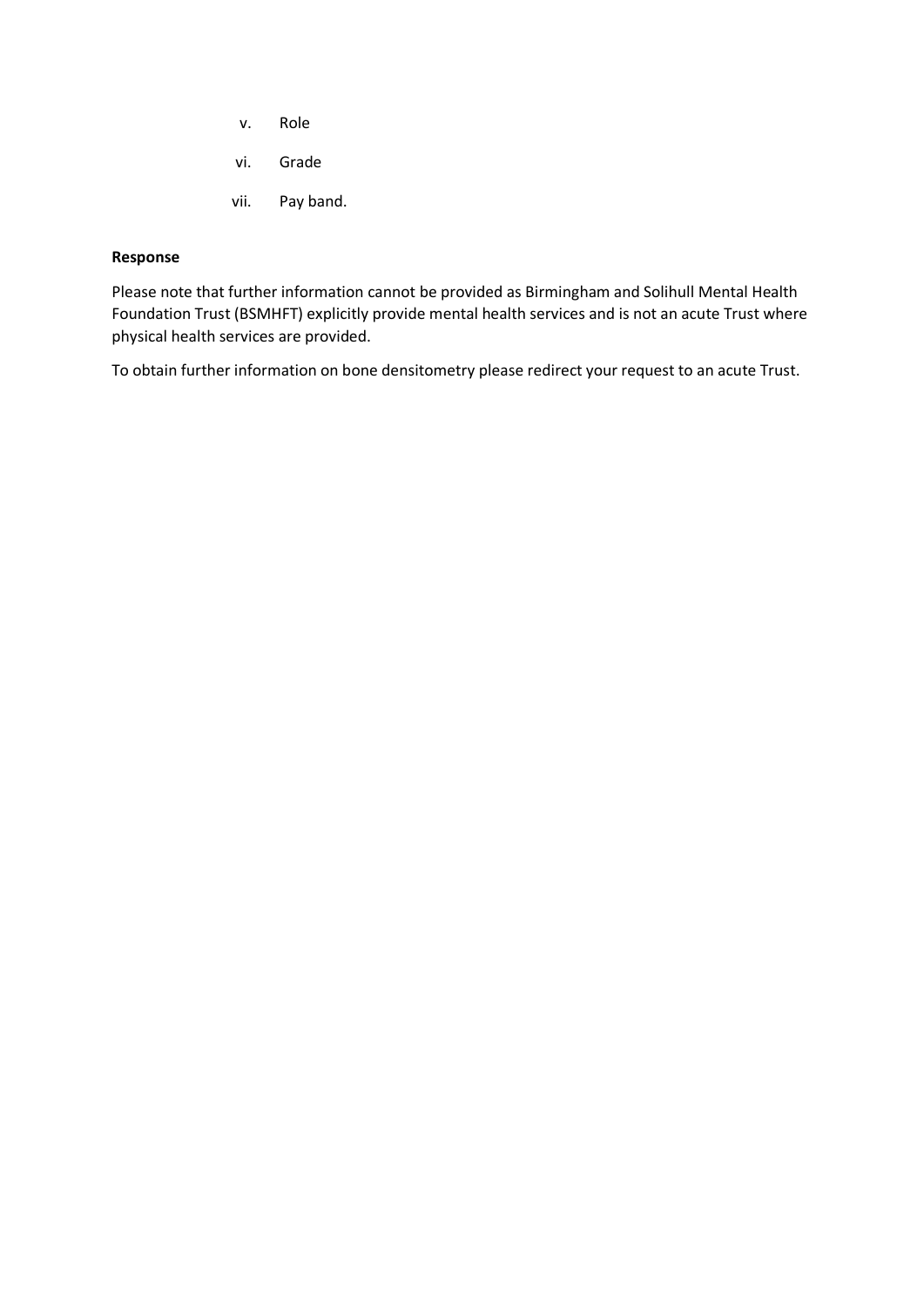v. Role

vi. Grade

vii. Pay band.

**Response**

Please note that further information cannot be provided as Birmingham and Solihull Mental Health Foundation Trust (BSMHFT) explicitly provide mental health services and is not an acute Trust where physical health services are provided.

To obtain further information on bone densitometry please redirect your request to an acute Trust.